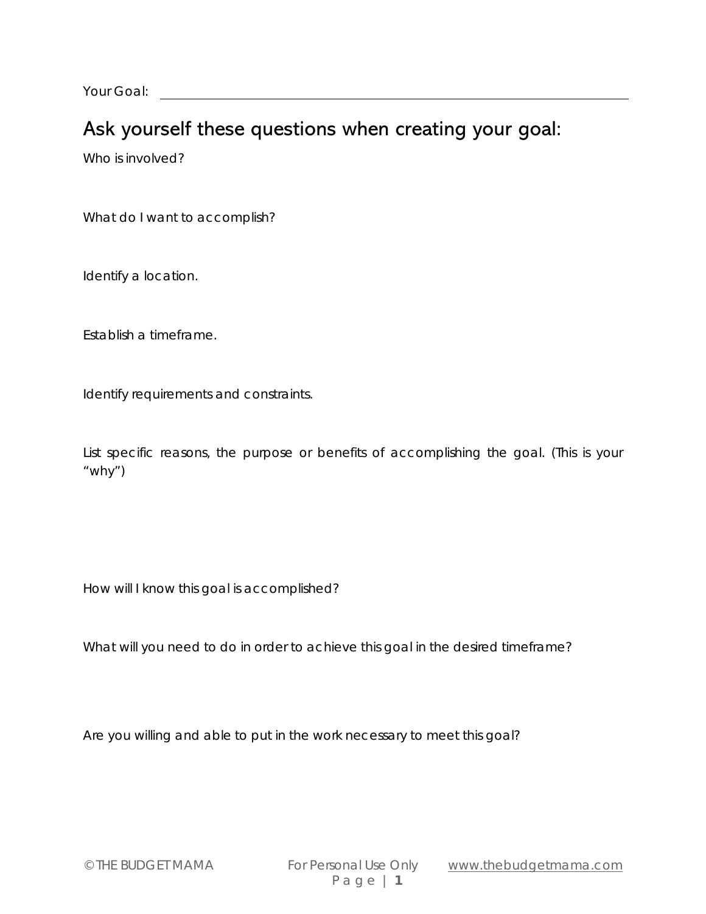Your Goal: ______________________________________________

## Ask yourself these questions when creating your goal:

Who is involved?

What do I want to accomplish?

Identify a location.

Establish a timeframe.

Identify requirements and constraints.

List specific reasons, the purpose or benefits of accomplishing the goal. (This is your "why")

How will I know this goal is accomplished?

What will you need to do in order to achieve this goal in the desired timeframe?

Are you willing and able to put in the work necessary to meet this goal?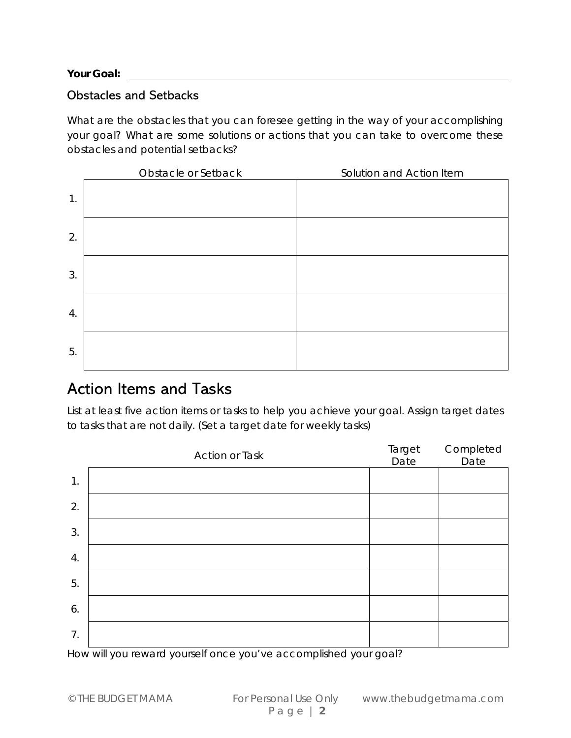**Your Goal:** ______________________________

### Obstacles and Setbacks

What are the obstacles that you can foresee getting in the way of your accomplishing your goal? What are some solutions or actions that you can take to overcome these obstacles and potential setbacks?

| | Obstacle or Setback | Solution and Action Item |
|---|---|---|
| 1. | | |
| 2. | | |
| 3. | | |
| 4. | | |
| 5. | | |

## Action Items and Tasks

List at least five action items or tasks to help you achieve your goal. Assign target dates to tasks that are not daily. (Set a target date for weekly tasks)

| | Action or Task | Target Date | Completed Date |
|---|---|---|---|
| 1. | | | |
| 2. | | | |
| 3. | | | |
| 4. | | | |
| 5. | | | |
| 6. | | | |
| 7. | | | |

How will you reward yourself once you've accomplished your goal?

© THE BUDGET MAMA For Personal Use Only www.thebudgetmama.com